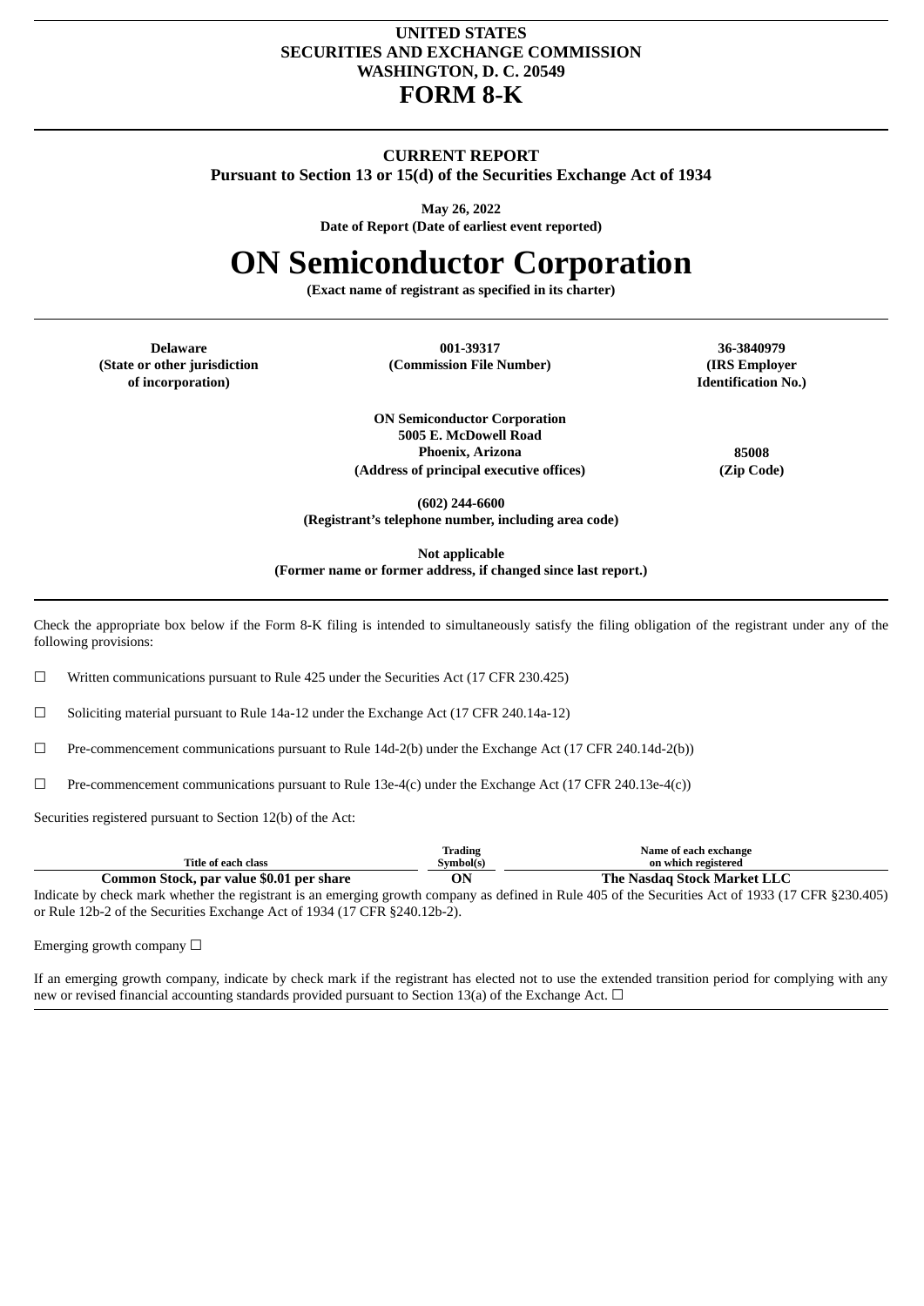**UNITED STATES**
**SECURITIES AND EXCHANGE COMMISSION**
**WASHINGTON, D. C. 20549**

# FORM 8-K

**CURRENT REPORT**
**Pursuant to Section 13 or 15(d) of the Securities Exchange Act of 1934**

**May 26, 2022**
**Date of Report (Date of earliest event reported)**

# ON Semiconductor Corporation

**(Exact name of registrant as specified in its charter)**

| Delaware | 001-39317 | 36-3840979 |
|---|---|---|
| (State or other jurisdiction of incorporation) | (Commission File Number) | (IRS Employer Identification No.) |

**ON Semiconductor Corporation**
**5005 E. McDowell Road**
**Phoenix, Arizona** **85008**
**(Address of principal executive offices)** **(Zip Code)**

**(602) 244-6600**
**(Registrant's telephone number, including area code)**

**Not applicable**
**(Former name or former address, if changed since last report.)**

Check the appropriate box below if the Form 8-K filing is intended to simultaneously satisfy the filing obligation of the registrant under any of the following provisions:

☐ Written communications pursuant to Rule 425 under the Securities Act (17 CFR 230.425)

☐ Soliciting material pursuant to Rule 14a-12 under the Exchange Act (17 CFR 240.14a-12)

☐ Pre-commencement communications pursuant to Rule 14d-2(b) under the Exchange Act (17 CFR 240.14d-2(b))

☐ Pre-commencement communications pursuant to Rule 13e-4(c) under the Exchange Act (17 CFR 240.13e-4(c))

Securities registered pursuant to Section 12(b) of the Act:

| Title of each class | Trading Symbol(s) | Name of each exchange on which registered |
|---|---|---|
| **Common Stock, par value $0.01 per share** | **ON** | **The Nasdaq Stock Market LLC** |

Indicate by check mark whether the registrant is an emerging growth company as defined in Rule 405 of the Securities Act of 1933 (17 CFR §230.405) or Rule 12b-2 of the Securities Exchange Act of 1934 (17 CFR §240.12b-2).

Emerging growth company ☐

If an emerging growth company, indicate by check mark if the registrant has elected not to use the extended transition period for complying with any new or revised financial accounting standards provided pursuant to Section 13(a) of the Exchange Act. ☐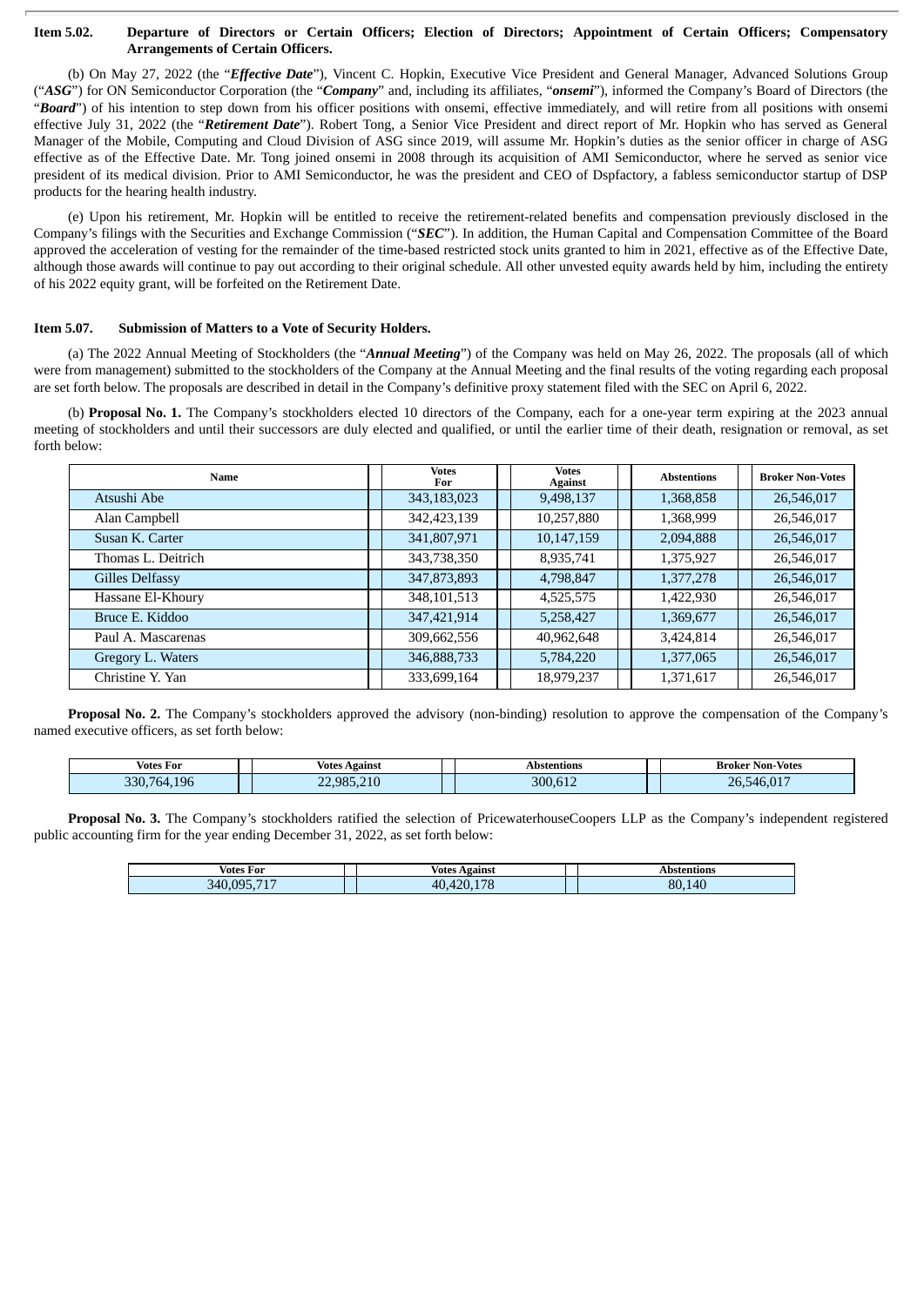**Item 5.02. Departure of Directors or Certain Officers; Election of Directors; Appointment of Certain Officers; Compensatory Arrangements of Certain Officers.**

(b) On May 27, 2022 (the "***Effective Date***"), Vincent C. Hopkin, Executive Vice President and General Manager, Advanced Solutions Group ("***ASG***") for ON Semiconductor Corporation (the "***Company***" and, including its affiliates, "***onsemi***"), informed the Company's Board of Directors (the "***Board***") of his intention to step down from his officer positions with onsemi, effective immediately, and will retire from all positions with onsemi effective July 31, 2022 (the "***Retirement Date***"). Robert Tong, a Senior Vice President and direct report of Mr. Hopkin who has served as General Manager of the Mobile, Computing and Cloud Division of ASG since 2019, will assume Mr. Hopkin's duties as the senior officer in charge of ASG effective as of the Effective Date. Mr. Tong joined onsemi in 2008 through its acquisition of AMI Semiconductor, where he served as senior vice president of its medical division. Prior to AMI Semiconductor, he was the president and CEO of Dspfactory, a fabless semiconductor startup of DSP products for the hearing health industry.

(e) Upon his retirement, Mr. Hopkin will be entitled to receive the retirement-related benefits and compensation previously disclosed in the Company's filings with the Securities and Exchange Commission ("***SEC***"). In addition, the Human Capital and Compensation Committee of the Board approved the acceleration of vesting for the remainder of the time-based restricted stock units granted to him in 2021, effective as of the Effective Date, although those awards will continue to pay out according to their original schedule. All other unvested equity awards held by him, including the entirety of his 2022 equity grant, will be forfeited on the Retirement Date.

**Item 5.07. Submission of Matters to a Vote of Security Holders.**

(a) The 2022 Annual Meeting of Stockholders (the "***Annual Meeting***") of the Company was held on May 26, 2022. The proposals (all of which were from management) submitted to the stockholders of the Company at the Annual Meeting and the final results of the voting regarding each proposal are set forth below. The proposals are described in detail in the Company's definitive proxy statement filed with the SEC on April 6, 2022.

(b) **Proposal No. 1.** The Company's stockholders elected 10 directors of the Company, each for a one-year term expiring at the 2023 annual meeting of stockholders and until their successors are duly elected and qualified, or until the earlier time of their death, resignation or removal, as set forth below:

| Name | Votes For | Votes Against | Abstentions | Broker Non-Votes |
|---|---|---|---|---|
| Atsushi Abe | 343,183,023 | 9,498,137 | 1,368,858 | 26,546,017 |
| Alan Campbell | 342,423,139 | 10,257,880 | 1,368,999 | 26,546,017 |
| Susan K. Carter | 341,807,971 | 10,147,159 | 2,094,888 | 26,546,017 |
| Thomas L. Deitrich | 343,738,350 | 8,935,741 | 1,375,927 | 26,546,017 |
| Gilles Delfassy | 347,873,893 | 4,798,847 | 1,377,278 | 26,546,017 |
| Hassane El-Khoury | 348,101,513 | 4,525,575 | 1,422,930 | 26,546,017 |
| Bruce E. Kiddoo | 347,421,914 | 5,258,427 | 1,369,677 | 26,546,017 |
| Paul A. Mascarenas | 309,662,556 | 40,962,648 | 3,424,814 | 26,546,017 |
| Gregory L. Waters | 346,888,733 | 5,784,220 | 1,377,065 | 26,546,017 |
| Christine Y. Yan | 333,699,164 | 18,979,237 | 1,371,617 | 26,546,017 |

**Proposal No. 2.** The Company's stockholders approved the advisory (non-binding) resolution to approve the compensation of the Company's named executive officers, as set forth below:

| Votes For | Votes Against | Abstentions | Broker Non-Votes |
|---|---|---|---|
| 330,764,196 | 22,985,210 | 300,612 | 26,546,017 |

**Proposal No. 3.** The Company's stockholders ratified the selection of PricewaterhouseCoopers LLP as the Company's independent registered public accounting firm for the year ending December 31, 2022, as set forth below:

| Votes For | Votes Against | Abstentions |
|---|---|---|
| 340,095,717 | 40,420,178 | 80,140 |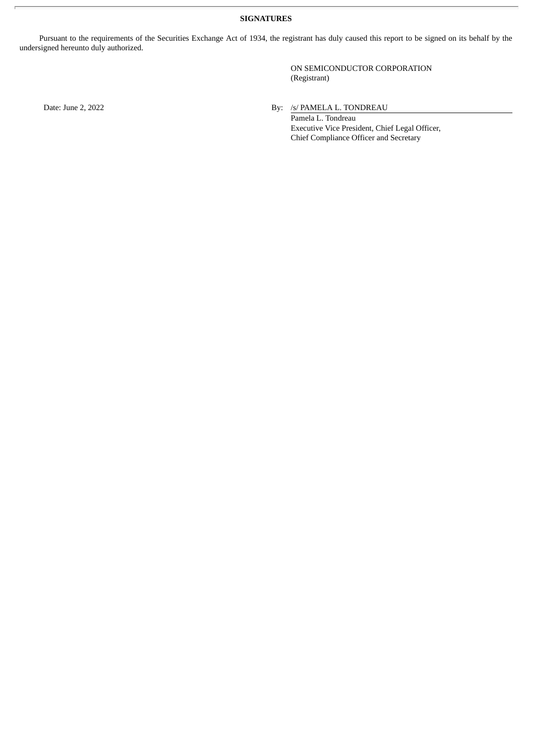**SIGNATURES**

Pursuant to the requirements of the Securities Exchange Act of 1934, the registrant has duly caused this report to be signed on its behalf by the undersigned hereunto duly authorized.

ON SEMICONDUCTOR CORPORATION
(Registrant)

Date: June 2, 2022

By: /s/ PAMELA L. TONDREAU
Pamela L. Tondreau
Executive Vice President, Chief Legal Officer,
Chief Compliance Officer and Secretary